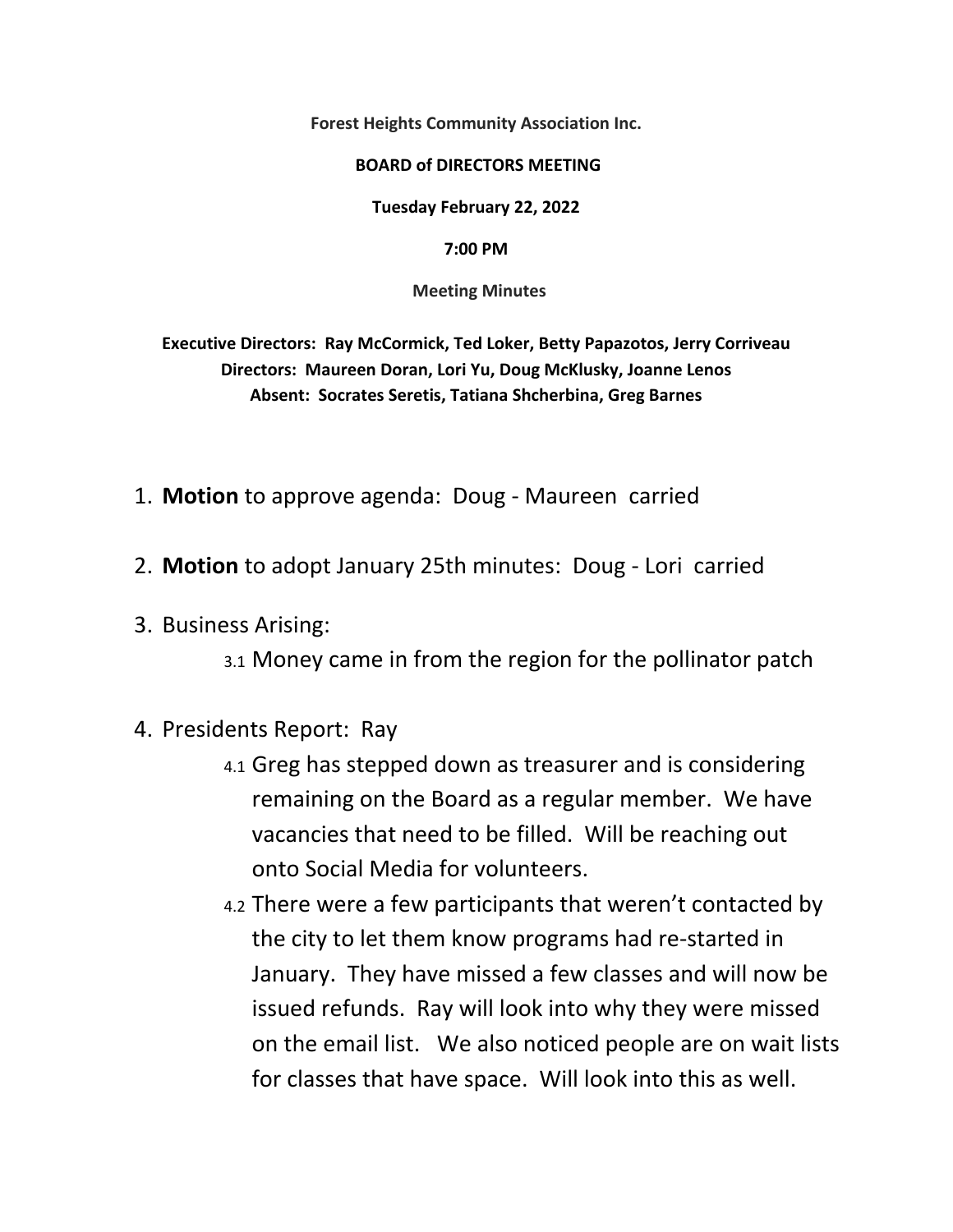**Forest Heights Community Association Inc.**

**BOARD of DIRECTORS MEETING**

**Tuesday February 22, 2022**

**7:00 PM**

**Meeting Minutes**

**Executive Directors: Ray McCormick, Ted Loker, Betty Papazotos, Jerry Corriveau**
**Directors: Maureen Doran, Lori Yu, Doug McKlusky, Joanne Lenos**
**Absent: Socrates Seretis, Tatiana Shcherbina, Greg Barnes**

1. **Motion** to approve agenda: Doug - Maureen carried

2. **Motion** to adopt January 25th minutes: Doug - Lori carried

3. Business Arising:
   - 3.1 Money came in from the region for the pollinator patch

4. Presidents Report: Ray
   - 4.1 Greg has stepped down as treasurer and is considering remaining on the Board as a regular member. We have vacancies that need to be filled. Will be reaching out onto Social Media for volunteers.
   - 4.2 There were a few participants that weren't contacted by the city to let them know programs had re-started in January. They have missed a few classes and will now be issued refunds. Ray will look into why they were missed on the email list. We also noticed people are on wait lists for classes that have space. Will look into this as well.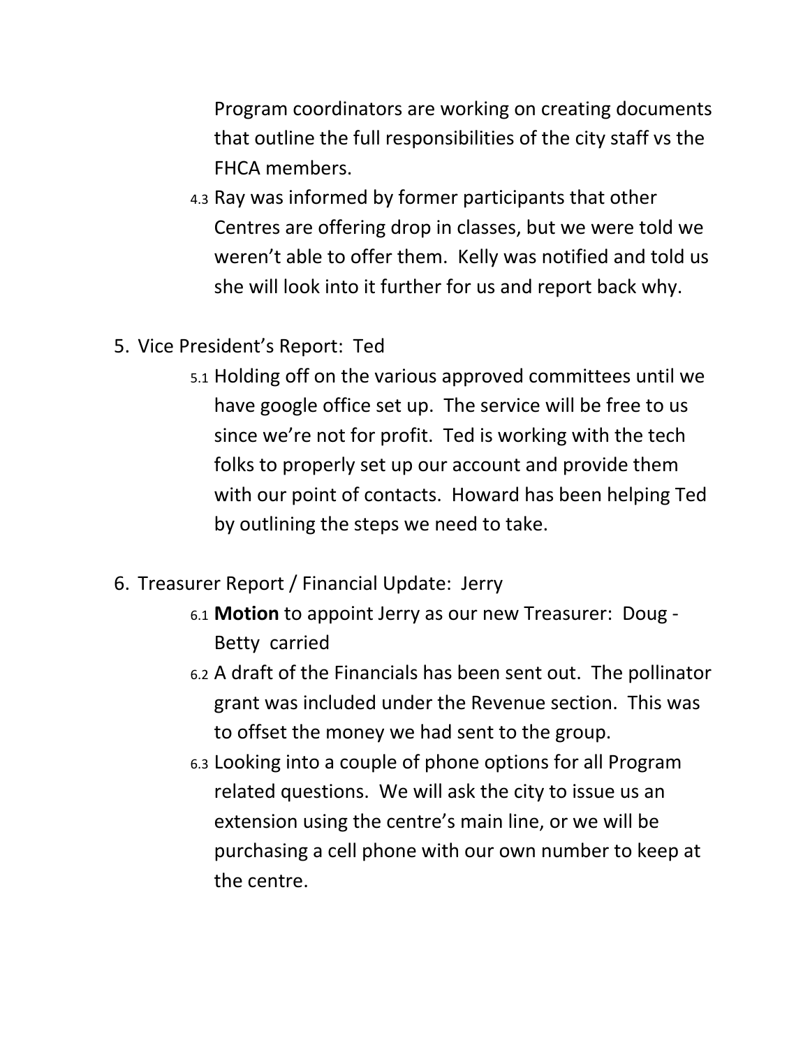Program coordinators are working on creating documents that outline the full responsibilities of the city staff vs the FHCA members.

4.3 Ray was informed by former participants that other Centres are offering drop in classes, but we were told we weren't able to offer them. Kelly was notified and told us she will look into it further for us and report back why.

5. Vice President's Report: Ted

   5.1 Holding off on the various approved committees until we have google office set up. The service will be free to us since we're not for profit. Ted is working with the tech folks to properly set up our account and provide them with our point of contacts. Howard has been helping Ted by outlining the steps we need to take.

6. Treasurer Report / Financial Update: Jerry

   6.1 **Motion** to appoint Jerry as our new Treasurer: Doug - Betty carried

   6.2 A draft of the Financials has been sent out. The pollinator grant was included under the Revenue section. This was to offset the money we had sent to the group.

   6.3 Looking into a couple of phone options for all Program related questions. We will ask the city to issue us an extension using the centre's main line, or we will be purchasing a cell phone with our own number to keep at the centre.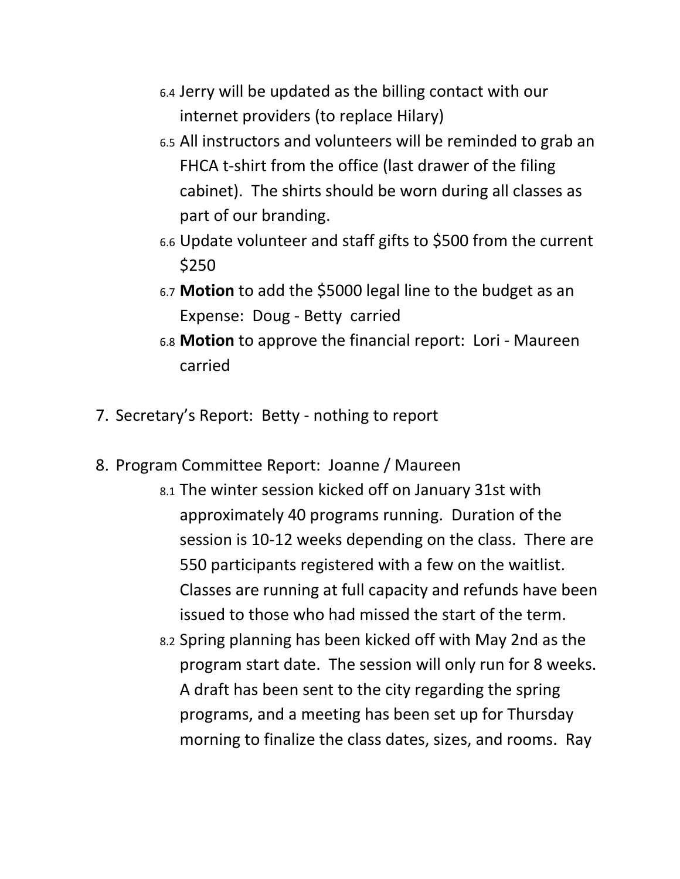6.4 Jerry will be updated as the billing contact with our internet providers (to replace Hilary)

6.5 All instructors and volunteers will be reminded to grab an FHCA t-shirt from the office (last drawer of the filing cabinet). The shirts should be worn during all classes as part of our branding.

6.6 Update volunteer and staff gifts to $500 from the current $250

6.7 **Motion** to add the $5000 legal line to the budget as an Expense: Doug - Betty carried

6.8 **Motion** to approve the financial report: Lori - Maureen carried

7. Secretary's Report: Betty - nothing to report

8. Program Committee Report: Joanne / Maureen

8.1 The winter session kicked off on January 31st with approximately 40 programs running. Duration of the session is 10-12 weeks depending on the class. There are 550 participants registered with a few on the waitlist. Classes are running at full capacity and refunds have been issued to those who had missed the start of the term.

8.2 Spring planning has been kicked off with May 2nd as the program start date. The session will only run for 8 weeks. A draft has been sent to the city regarding the spring programs, and a meeting has been set up for Thursday morning to finalize the class dates, sizes, and rooms. Ray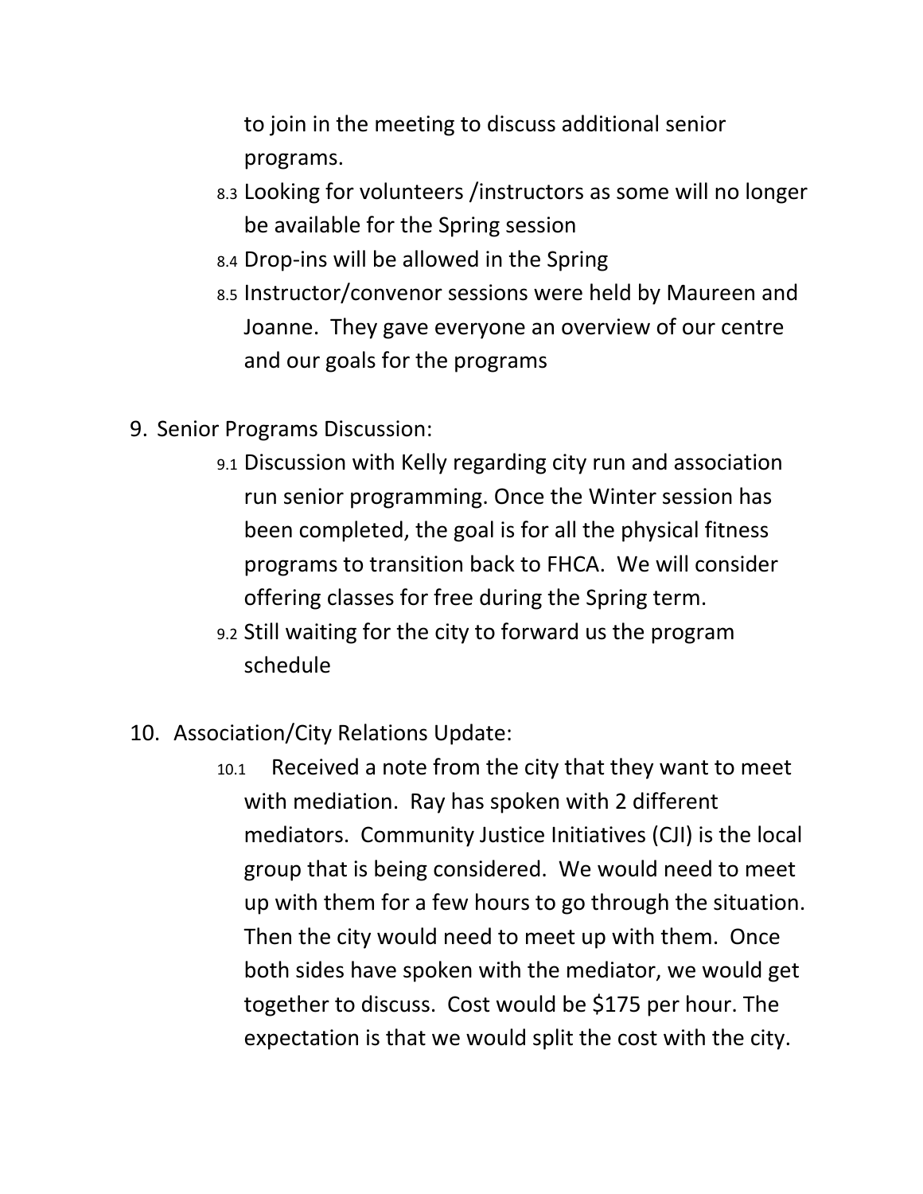to join in the meeting to discuss additional senior programs.

- 8.3 Looking for volunteers /instructors as some will no longer be available for the Spring session
- 8.4 Drop-ins will be allowed in the Spring
- 8.5 Instructor/convenor sessions were held by Maureen and Joanne. They gave everyone an overview of our centre and our goals for the programs

9. Senior Programs Discussion:
   - 9.1 Discussion with Kelly regarding city run and association run senior programming. Once the Winter session has been completed, the goal is for all the physical fitness programs to transition back to FHCA. We will consider offering classes for free during the Spring term.
   - 9.2 Still waiting for the city to forward us the program schedule

10. Association/City Relations Update:
    - 10.1 Received a note from the city that they want to meet with mediation. Ray has spoken with 2 different mediators. Community Justice Initiatives (CJI) is the local group that is being considered. We would need to meet up with them for a few hours to go through the situation. Then the city would need to meet up with them. Once both sides have spoken with the mediator, we would get together to discuss. Cost would be $175 per hour. The expectation is that we would split the cost with the city.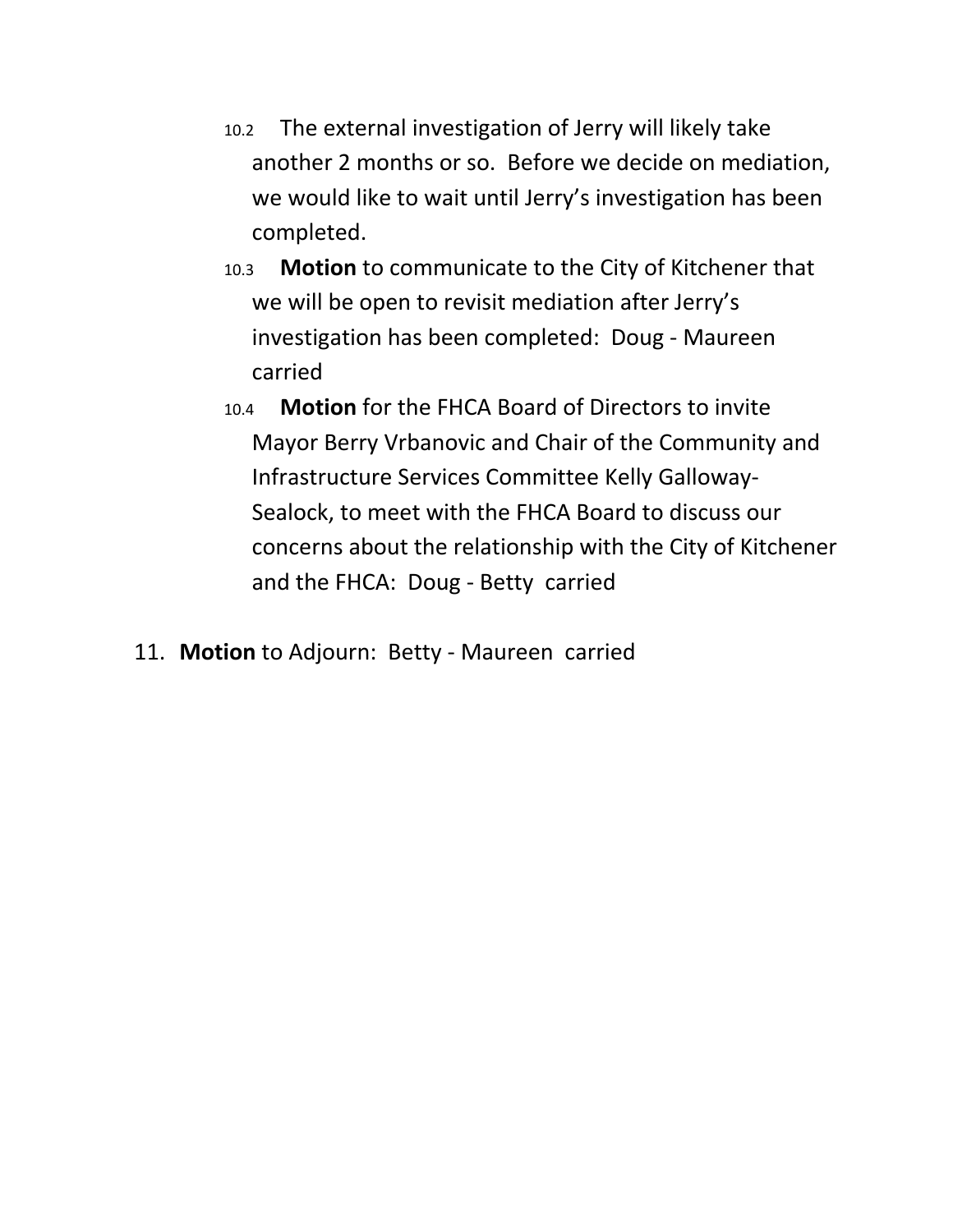10.2 The external investigation of Jerry will likely take another 2 months or so. Before we decide on mediation, we would like to wait until Jerry's investigation has been completed.

10.3 **Motion** to communicate to the City of Kitchener that we will be open to revisit mediation after Jerry's investigation has been completed: Doug - Maureen carried

10.4 **Motion** for the FHCA Board of Directors to invite Mayor Berry Vrbanovic and Chair of the Community and Infrastructure Services Committee Kelly Galloway-Sealock, to meet with the FHCA Board to discuss our concerns about the relationship with the City of Kitchener and the FHCA: Doug - Betty carried

11. **Motion** to Adjourn: Betty - Maureen carried